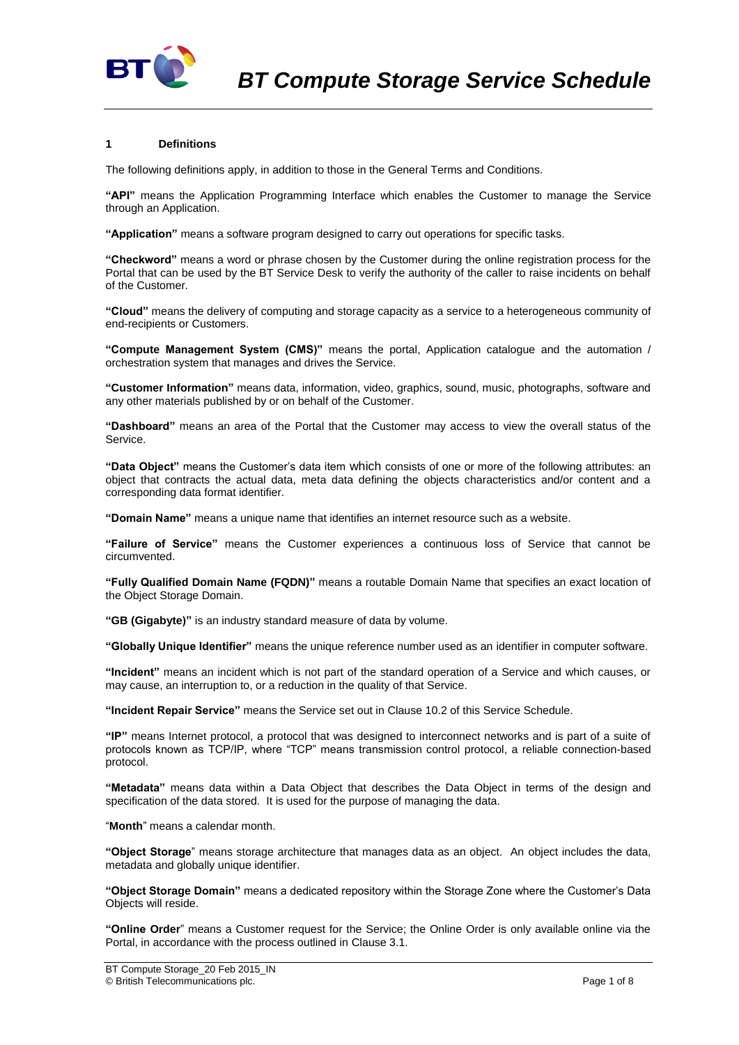# BT Compute Storage Service Schedule

## 1 Definitions

The following definitions apply, in addition to those in the General Terms and Conditions.

**"API"** means the Application Programming Interface which enables the Customer to manage the Service through an Application.

**"Application"** means a software program designed to carry out operations for specific tasks.

**"Checkword"** means a word or phrase chosen by the Customer during the online registration process for the Portal that can be used by the BT Service Desk to verify the authority of the caller to raise incidents on behalf of the Customer.

**"Cloud"** means the delivery of computing and storage capacity as a service to a heterogeneous community of end-recipients or Customers.

**"Compute Management System (CMS)"** means the portal, Application catalogue and the automation / orchestration system that manages and drives the Service.

**"Customer Information"** means data, information, video, graphics, sound, music, photographs, software and any other materials published by or on behalf of the Customer.

**"Dashboard"** means an area of the Portal that the Customer may access to view the overall status of the Service.

**"Data Object"** means the Customer's data item which consists of one or more of the following attributes: an object that contracts the actual data, meta data defining the objects characteristics and/or content and a corresponding data format identifier.

**"Domain Name"** means a unique name that identifies an internet resource such as a website.

**"Failure of Service"** means the Customer experiences a continuous loss of Service that cannot be circumvented.

**"Fully Qualified Domain Name (FQDN)"** means a routable Domain Name that specifies an exact location of the Object Storage Domain.

**"GB (Gigabyte)"** is an industry standard measure of data by volume.

**"Globally Unique Identifier"** means the unique reference number used as an identifier in computer software.

**"Incident"** means an incident which is not part of the standard operation of a Service and which causes, or may cause, an interruption to, or a reduction in the quality of that Service.

**"Incident Repair Service"** means the Service set out in Clause 10.2 of this Service Schedule.

**"IP"** means Internet protocol, a protocol that was designed to interconnect networks and is part of a suite of protocols known as TCP/IP, where "TCP" means transmission control protocol, a reliable connection-based protocol.

**"Metadata"** means data within a Data Object that describes the Data Object in terms of the design and specification of the data stored. It is used for the purpose of managing the data.

"**Month**" means a calendar month.

**"Object Storage**" means storage architecture that manages data as an object. An object includes the data, metadata and globally unique identifier.

**"Object Storage Domain"** means a dedicated repository within the Storage Zone where the Customer's Data Objects will reside.

**"Online Order**" means a Customer request for the Service; the Online Order is only available online via the Portal, in accordance with the process outlined in Clause 3.1.

BT Compute Storage_20 Feb 2015_IN
© British Telecommunications plc.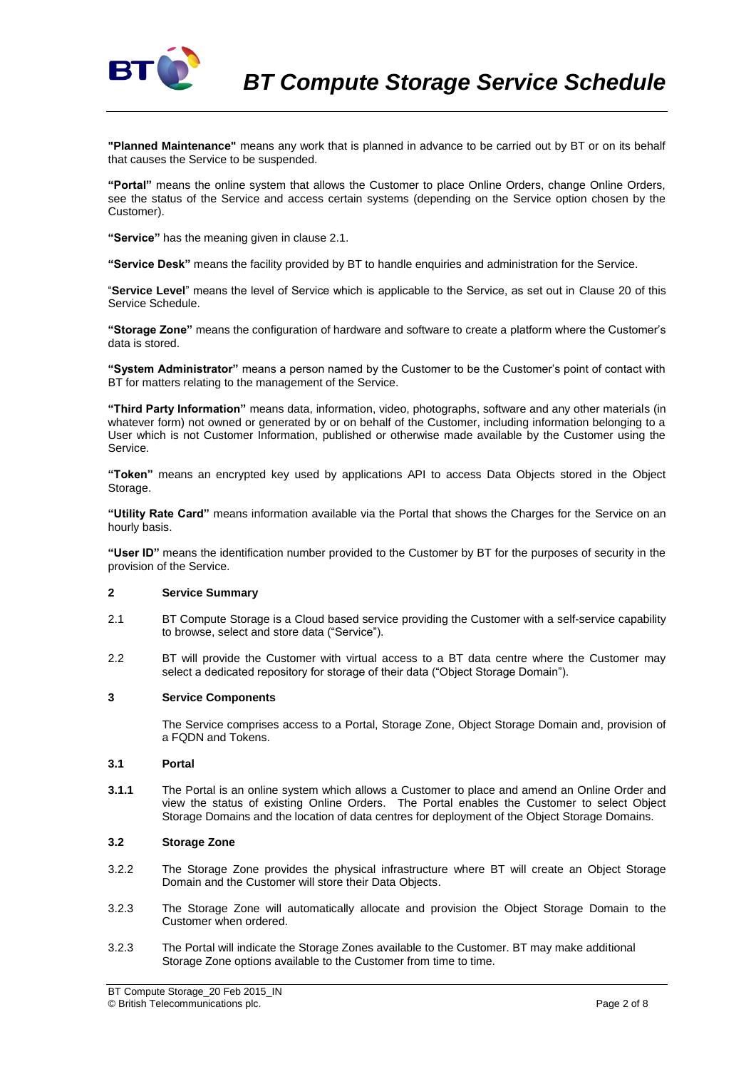**"Planned Maintenance"** means any work that is planned in advance to be carried out by BT or on its behalf that causes the Service to be suspended.

**"Portal"** means the online system that allows the Customer to place Online Orders, change Online Orders, see the status of the Service and access certain systems (depending on the Service option chosen by the Customer).

**"Service"** has the meaning given in clause 2.1.

**"Service Desk"** means the facility provided by BT to handle enquiries and administration for the Service.

"**Service Level**" means the level of Service which is applicable to the Service, as set out in Clause 20 of this Service Schedule.

**"Storage Zone"** means the configuration of hardware and software to create a platform where the Customer's data is stored.

**"System Administrator"** means a person named by the Customer to be the Customer's point of contact with BT for matters relating to the management of the Service.

**"Third Party Information"** means data, information, video, photographs, software and any other materials (in whatever form) not owned or generated by or on behalf of the Customer, including information belonging to a User which is not Customer Information, published or otherwise made available by the Customer using the Service.

**"Token"** means an encrypted key used by applications API to access Data Objects stored in the Object Storage.

**"Utility Rate Card"** means information available via the Portal that shows the Charges for the Service on an hourly basis.

**"User ID"** means the identification number provided to the Customer by BT for the purposes of security in the provision of the Service.

## 2 Service Summary

2.1 BT Compute Storage is a Cloud based service providing the Customer with a self-service capability to browse, select and store data ("Service").

2.2 BT will provide the Customer with virtual access to a BT data centre where the Customer may select a dedicated repository for storage of their data ("Object Storage Domain").

## 3 Service Components

The Service comprises access to a Portal, Storage Zone, Object Storage Domain and, provision of a FQDN and Tokens.

### 3.1 Portal

**3.1.1** The Portal is an online system which allows a Customer to place and amend an Online Order and view the status of existing Online Orders. The Portal enables the Customer to select Object Storage Domains and the location of data centres for deployment of the Object Storage Domains.

### 3.2 Storage Zone

3.2.2 The Storage Zone provides the physical infrastructure where BT will create an Object Storage Domain and the Customer will store their Data Objects.

3.2.3 The Storage Zone will automatically allocate and provision the Object Storage Domain to the Customer when ordered.

3.2.3 The Portal will indicate the Storage Zones available to the Customer. BT may make additional Storage Zone options available to the Customer from time to time.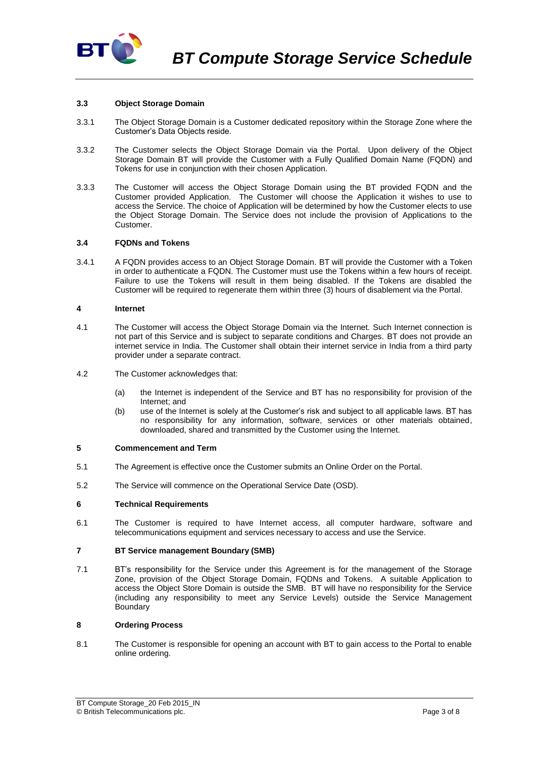### 3.3 Object Storage Domain

3.3.1 The Object Storage Domain is a Customer dedicated repository within the Storage Zone where the Customer's Data Objects reside.

3.3.2 The Customer selects the Object Storage Domain via the Portal. Upon delivery of the Object Storage Domain BT will provide the Customer with a Fully Qualified Domain Name (FQDN) and Tokens for use in conjunction with their chosen Application.

3.3.3 The Customer will access the Object Storage Domain using the BT provided FQDN and the Customer provided Application. The Customer will choose the Application it wishes to use to access the Service. The choice of Application will be determined by how the Customer elects to use the Object Storage Domain. The Service does not include the provision of Applications to the Customer.

### 3.4 FQDNs and Tokens

3.4.1 A FQDN provides access to an Object Storage Domain. BT will provide the Customer with a Token in order to authenticate a FQDN. The Customer must use the Tokens within a few hours of receipt. Failure to use the Tokens will result in them being disabled. If the Tokens are disabled the Customer will be required to regenerate them within three (3) hours of disablement via the Portal.

## 4 Internet

4.1 The Customer will access the Object Storage Domain via the Internet. Such Internet connection is not part of this Service and is subject to separate conditions and Charges. BT does not provide an internet service in India. The Customer shall obtain their internet service in India from a third party provider under a separate contract.

4.2 The Customer acknowledges that:

- (a) the Internet is independent of the Service and BT has no responsibility for provision of the Internet; and
- (b) use of the Internet is solely at the Customer's risk and subject to all applicable laws. BT has no responsibility for any information, software, services or other materials obtained, downloaded, shared and transmitted by the Customer using the Internet.

## 5 Commencement and Term

5.1 The Agreement is effective once the Customer submits an Online Order on the Portal.

5.2 The Service will commence on the Operational Service Date (OSD).

## 6 Technical Requirements

6.1 The Customer is required to have Internet access, all computer hardware, software and telecommunications equipment and services necessary to access and use the Service.

## 7 BT Service management Boundary (SMB)

7.1 BT's responsibility for the Service under this Agreement is for the management of the Storage Zone, provision of the Object Storage Domain, FQDNs and Tokens. A suitable Application to access the Object Store Domain is outside the SMB. BT will have no responsibility for the Service (including any responsibility to meet any Service Levels) outside the Service Management Boundary

## 8 Ordering Process

8.1 The Customer is responsible for opening an account with BT to gain access to the Portal to enable online ordering.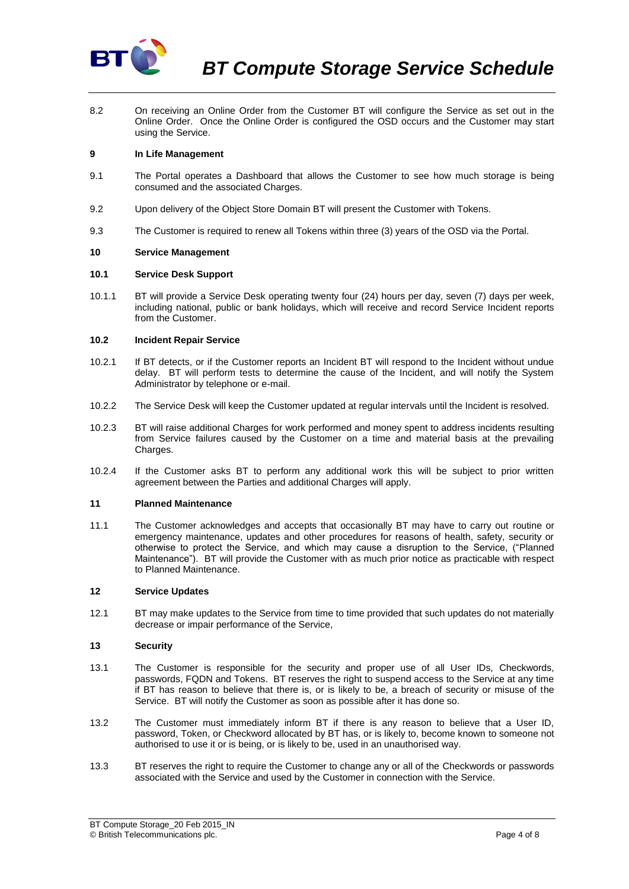8.2 On receiving an Online Order from the Customer BT will configure the Service as set out in the Online Order. Once the Online Order is configured the OSD occurs and the Customer may start using the Service.

## 9 In Life Management

9.1 The Portal operates a Dashboard that allows the Customer to see how much storage is being consumed and the associated Charges.

9.2 Upon delivery of the Object Store Domain BT will present the Customer with Tokens.

9.3 The Customer is required to renew all Tokens within three (3) years of the OSD via the Portal.

## 10 Service Management

### 10.1 Service Desk Support

10.1.1 BT will provide a Service Desk operating twenty four (24) hours per day, seven (7) days per week, including national, public or bank holidays, which will receive and record Service Incident reports from the Customer.

### 10.2 Incident Repair Service

10.2.1 If BT detects, or if the Customer reports an Incident BT will respond to the Incident without undue delay. BT will perform tests to determine the cause of the Incident, and will notify the System Administrator by telephone or e-mail.

10.2.2 The Service Desk will keep the Customer updated at regular intervals until the Incident is resolved.

10.2.3 BT will raise additional Charges for work performed and money spent to address incidents resulting from Service failures caused by the Customer on a time and material basis at the prevailing Charges.

10.2.4 If the Customer asks BT to perform any additional work this will be subject to prior written agreement between the Parties and additional Charges will apply.

## 11 Planned Maintenance

11.1 The Customer acknowledges and accepts that occasionally BT may have to carry out routine or emergency maintenance, updates and other procedures for reasons of health, safety, security or otherwise to protect the Service, and which may cause a disruption to the Service, ("Planned Maintenance"). BT will provide the Customer with as much prior notice as practicable with respect to Planned Maintenance.

## 12 Service Updates

12.1 BT may make updates to the Service from time to time provided that such updates do not materially decrease or impair performance of the Service,

## 13 Security

13.1 The Customer is responsible for the security and proper use of all User IDs, Checkwords, passwords, FQDN and Tokens. BT reserves the right to suspend access to the Service at any time if BT has reason to believe that there is, or is likely to be, a breach of security or misuse of the Service. BT will notify the Customer as soon as possible after it has done so.

13.2 The Customer must immediately inform BT if there is any reason to believe that a User ID, password, Token, or Checkword allocated by BT has, or is likely to, become known to someone not authorised to use it or is being, or is likely to be, used in an unauthorised way.

13.3 BT reserves the right to require the Customer to change any or all of the Checkwords or passwords associated with the Service and used by the Customer in connection with the Service.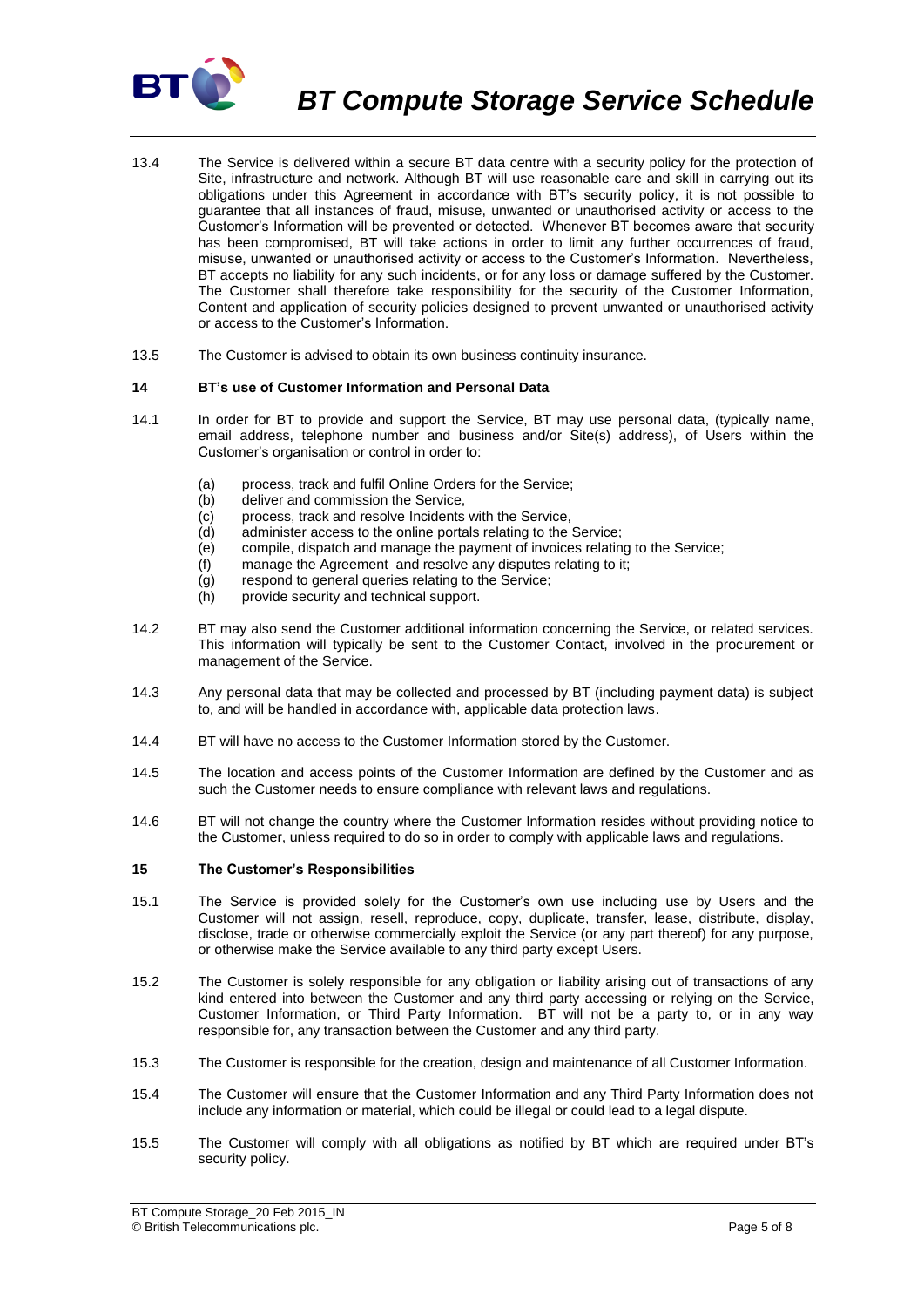13.4 The Service is delivered within a secure BT data centre with a security policy for the protection of Site, infrastructure and network. Although BT will use reasonable care and skill in carrying out its obligations under this Agreement in accordance with BT's security policy, it is not possible to guarantee that all instances of fraud, misuse, unwanted or unauthorised activity or access to the Customer's Information will be prevented or detected. Whenever BT becomes aware that security has been compromised, BT will take actions in order to limit any further occurrences of fraud, misuse, unwanted or unauthorised activity or access to the Customer's Information. Nevertheless, BT accepts no liability for any such incidents, or for any loss or damage suffered by the Customer. The Customer shall therefore take responsibility for the security of the Customer Information, Content and application of security policies designed to prevent unwanted or unauthorised activity or access to the Customer's Information.

13.5 The Customer is advised to obtain its own business continuity insurance.

### 14 BT's use of Customer Information and Personal Data

14.1 In order for BT to provide and support the Service, BT may use personal data, (typically name, email address, telephone number and business and/or Site(s) address), of Users within the Customer's organisation or control in order to:

(a) process, track and fulfil Online Orders for the Service;
(b) deliver and commission the Service,
(c) process, track and resolve Incidents with the Service,
(d) administer access to the online portals relating to the Service;
(e) compile, dispatch and manage the payment of invoices relating to the Service;
(f) manage the Agreement and resolve any disputes relating to it;
(g) respond to general queries relating to the Service;
(h) provide security and technical support.

14.2 BT may also send the Customer additional information concerning the Service, or related services. This information will typically be sent to the Customer Contact, involved in the procurement or management of the Service.

14.3 Any personal data that may be collected and processed by BT (including payment data) is subject to, and will be handled in accordance with, applicable data protection laws.

14.4 BT will have no access to the Customer Information stored by the Customer.

14.5 The location and access points of the Customer Information are defined by the Customer and as such the Customer needs to ensure compliance with relevant laws and regulations.

14.6 BT will not change the country where the Customer Information resides without providing notice to the Customer, unless required to do so in order to comply with applicable laws and regulations.

### 15 The Customer's Responsibilities

15.1 The Service is provided solely for the Customer's own use including use by Users and the Customer will not assign, resell, reproduce, copy, duplicate, transfer, lease, distribute, display, disclose, trade or otherwise commercially exploit the Service (or any part thereof) for any purpose, or otherwise make the Service available to any third party except Users.

15.2 The Customer is solely responsible for any obligation or liability arising out of transactions of any kind entered into between the Customer and any third party accessing or relying on the Service, Customer Information, or Third Party Information. BT will not be a party to, or in any way responsible for, any transaction between the Customer and any third party.

15.3 The Customer is responsible for the creation, design and maintenance of all Customer Information.

15.4 The Customer will ensure that the Customer Information and any Third Party Information does not include any information or material, which could be illegal or could lead to a legal dispute.

15.5 The Customer will comply with all obligations as notified by BT which are required under BT's security policy.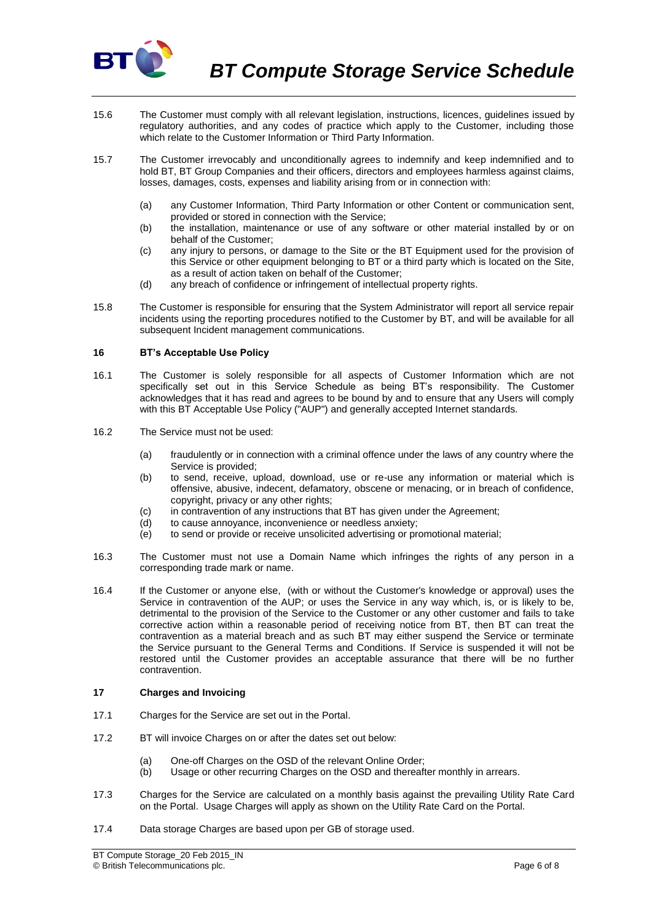15.6 The Customer must comply with all relevant legislation, instructions, licences, guidelines issued by regulatory authorities, and any codes of practice which apply to the Customer, including those which relate to the Customer Information or Third Party Information.

15.7 The Customer irrevocably and unconditionally agrees to indemnify and keep indemnified and to hold BT, BT Group Companies and their officers, directors and employees harmless against claims, losses, damages, costs, expenses and liability arising from or in connection with:

- (a) any Customer Information, Third Party Information or other Content or communication sent, provided or stored in connection with the Service;
- (b) the installation, maintenance or use of any software or other material installed by or on behalf of the Customer;
- (c) any injury to persons, or damage to the Site or the BT Equipment used for the provision of this Service or other equipment belonging to BT or a third party which is located on the Site, as a result of action taken on behalf of the Customer;
- (d) any breach of confidence or infringement of intellectual property rights.

15.8 The Customer is responsible for ensuring that the System Administrator will report all service repair incidents using the reporting procedures notified to the Customer by BT, and will be available for all subsequent Incident management communications.

## 16 BT's Acceptable Use Policy

16.1 The Customer is solely responsible for all aspects of Customer Information which are not specifically set out in this Service Schedule as being BT's responsibility. The Customer acknowledges that it has read and agrees to be bound by and to ensure that any Users will comply with this BT Acceptable Use Policy ("AUP") and generally accepted Internet standards.

16.2 The Service must not be used:

- (a) fraudulently or in connection with a criminal offence under the laws of any country where the Service is provided;
- (b) to send, receive, upload, download, use or re-use any information or material which is offensive, abusive, indecent, defamatory, obscene or menacing, or in breach of confidence, copyright, privacy or any other rights;
- (c) in contravention of any instructions that BT has given under the Agreement;
- (d) to cause annoyance, inconvenience or needless anxiety;
- (e) to send or provide or receive unsolicited advertising or promotional material;

16.3 The Customer must not use a Domain Name which infringes the rights of any person in a corresponding trade mark or name.

16.4 If the Customer or anyone else, (with or without the Customer's knowledge or approval) uses the Service in contravention of the AUP; or uses the Service in any way which, is, or is likely to be, detrimental to the provision of the Service to the Customer or any other customer and fails to take corrective action within a reasonable period of receiving notice from BT, then BT can treat the contravention as a material breach and as such BT may either suspend the Service or terminate the Service pursuant to the General Terms and Conditions. If Service is suspended it will not be restored until the Customer provides an acceptable assurance that there will be no further contravention.

## 17 Charges and Invoicing

17.1 Charges for the Service are set out in the Portal.

17.2 BT will invoice Charges on or after the dates set out below:

- (a) One-off Charges on the OSD of the relevant Online Order;
- (b) Usage or other recurring Charges on the OSD and thereafter monthly in arrears.

17.3 Charges for the Service are calculated on a monthly basis against the prevailing Utility Rate Card on the Portal. Usage Charges will apply as shown on the Utility Rate Card on the Portal.

17.4 Data storage Charges are based upon per GB of storage used.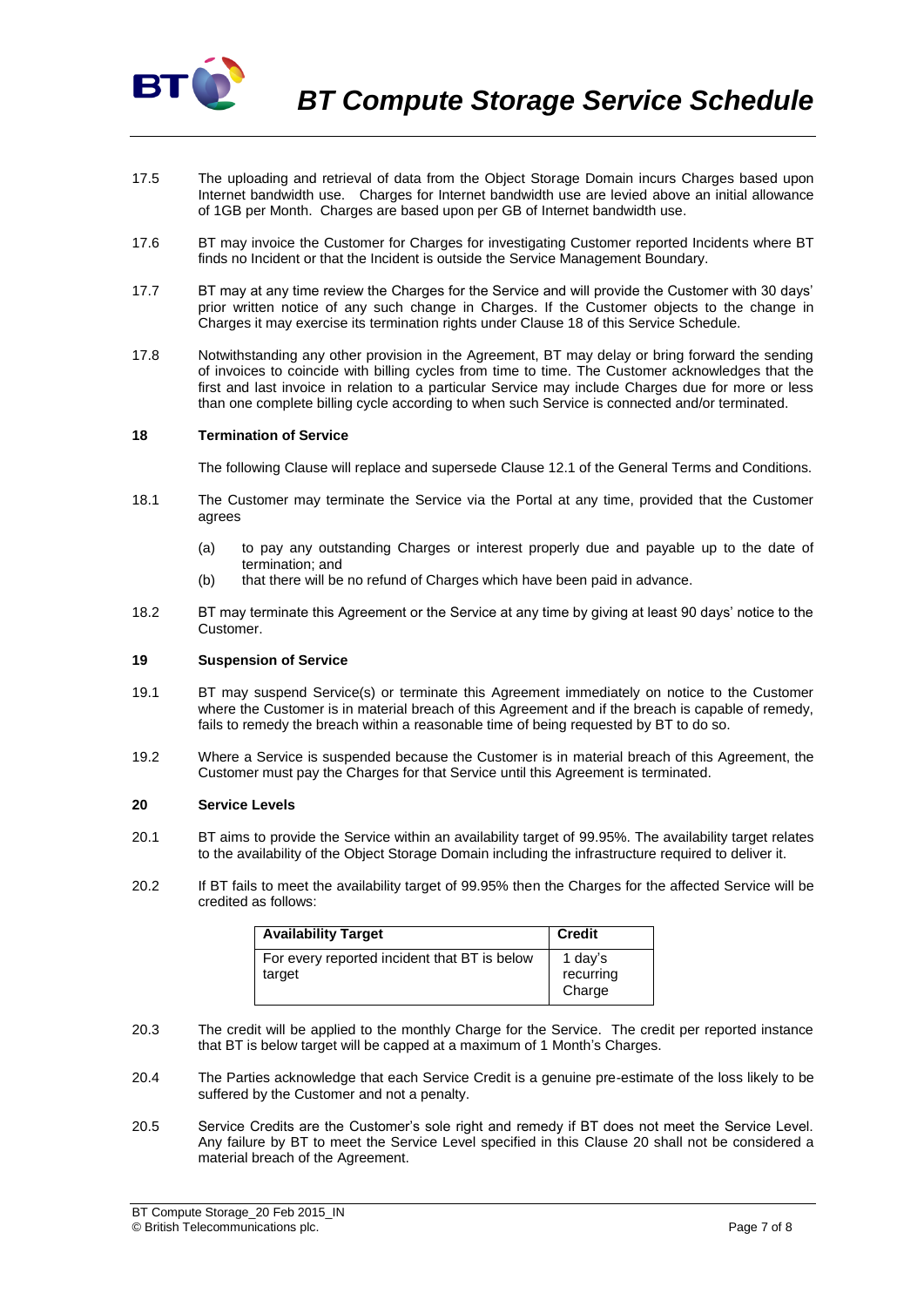17.5 The uploading and retrieval of data from the Object Storage Domain incurs Charges based upon Internet bandwidth use. Charges for Internet bandwidth use are levied above an initial allowance of 1GB per Month. Charges are based upon per GB of Internet bandwidth use.

17.6 BT may invoice the Customer for Charges for investigating Customer reported Incidents where BT finds no Incident or that the Incident is outside the Service Management Boundary.

17.7 BT may at any time review the Charges for the Service and will provide the Customer with 30 days' prior written notice of any such change in Charges. If the Customer objects to the change in Charges it may exercise its termination rights under Clause 18 of this Service Schedule.

17.8 Notwithstanding any other provision in the Agreement, BT may delay or bring forward the sending of invoices to coincide with billing cycles from time to time. The Customer acknowledges that the first and last invoice in relation to a particular Service may include Charges due for more or less than one complete billing cycle according to when such Service is connected and/or terminated.

## 18 Termination of Service

The following Clause will replace and supersede Clause 12.1 of the General Terms and Conditions.

18.1 The Customer may terminate the Service via the Portal at any time, provided that the Customer agrees

- (a) to pay any outstanding Charges or interest properly due and payable up to the date of termination; and
- (b) that there will be no refund of Charges which have been paid in advance.

18.2 BT may terminate this Agreement or the Service at any time by giving at least 90 days' notice to the Customer.

## 19 Suspension of Service

19.1 BT may suspend Service(s) or terminate this Agreement immediately on notice to the Customer where the Customer is in material breach of this Agreement and if the breach is capable of remedy, fails to remedy the breach within a reasonable time of being requested by BT to do so.

19.2 Where a Service is suspended because the Customer is in material breach of this Agreement, the Customer must pay the Charges for that Service until this Agreement is terminated.

## 20 Service Levels

20.1 BT aims to provide the Service within an availability target of 99.95%. The availability target relates to the availability of the Object Storage Domain including the infrastructure required to deliver it.

20.2 If BT fails to meet the availability target of 99.95% then the Charges for the affected Service will be credited as follows:

| Availability Target | Credit |
|---|---|
| For every reported incident that BT is below target | 1 day's recurring Charge |

20.3 The credit will be applied to the monthly Charge for the Service. The credit per reported instance that BT is below target will be capped at a maximum of 1 Month's Charges.

20.4 The Parties acknowledge that each Service Credit is a genuine pre-estimate of the loss likely to be suffered by the Customer and not a penalty.

20.5 Service Credits are the Customer's sole right and remedy if BT does not meet the Service Level. Any failure by BT to meet the Service Level specified in this Clause 20 shall not be considered a material breach of the Agreement.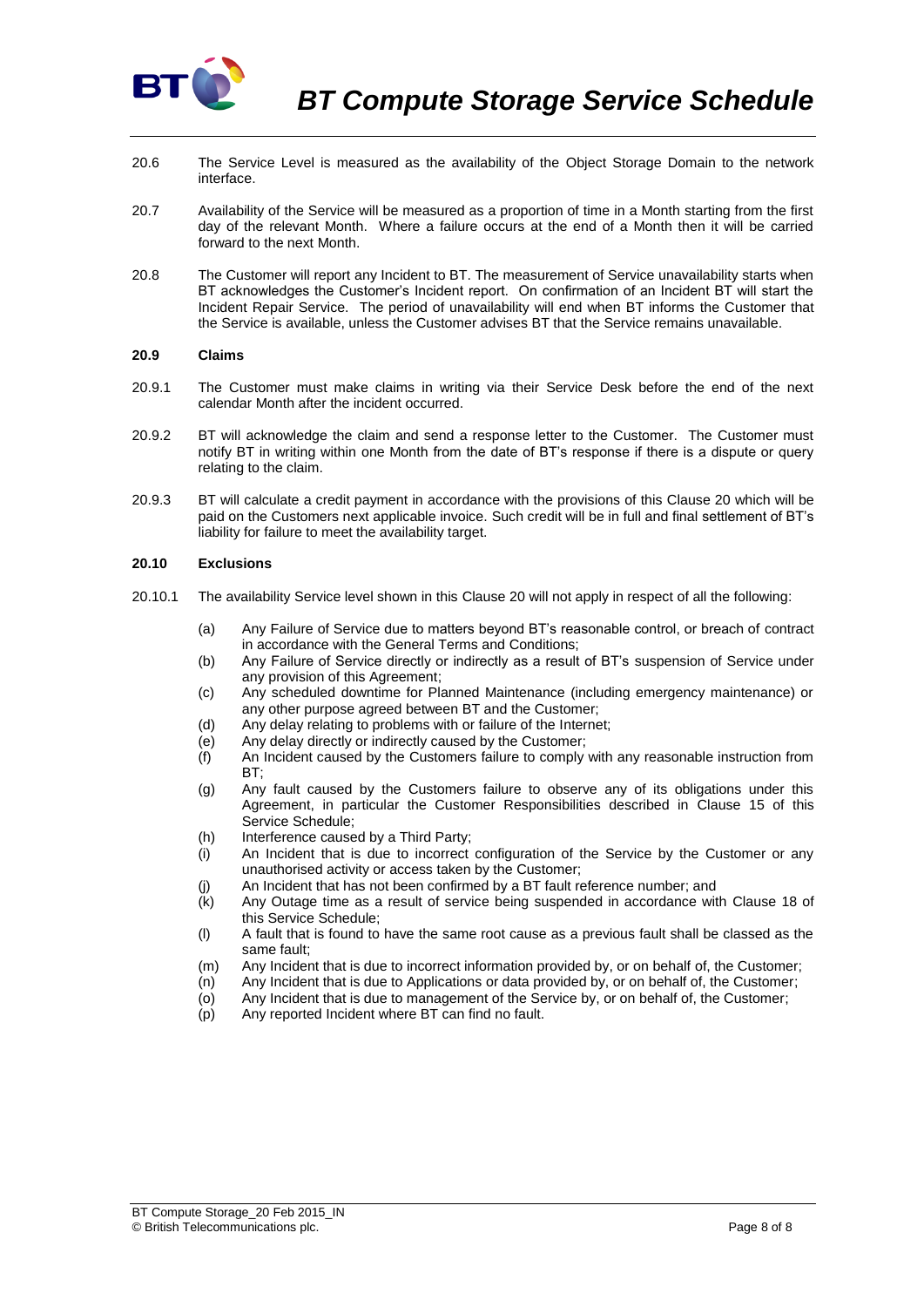20.6 The Service Level is measured as the availability of the Object Storage Domain to the network interface.

20.7 Availability of the Service will be measured as a proportion of time in a Month starting from the first day of the relevant Month. Where a failure occurs at the end of a Month then it will be carried forward to the next Month.

20.8 The Customer will report any Incident to BT. The measurement of Service unavailability starts when BT acknowledges the Customer's Incident report. On confirmation of an Incident BT will start the Incident Repair Service. The period of unavailability will end when BT informs the Customer that the Service is available, unless the Customer advises BT that the Service remains unavailable.

**20.9 Claims**

20.9.1 The Customer must make claims in writing via their Service Desk before the end of the next calendar Month after the incident occurred.

20.9.2 BT will acknowledge the claim and send a response letter to the Customer. The Customer must notify BT in writing within one Month from the date of BT's response if there is a dispute or query relating to the claim.

20.9.3 BT will calculate a credit payment in accordance with the provisions of this Clause 20 which will be paid on the Customers next applicable invoice. Such credit will be in full and final settlement of BT's liability for failure to meet the availability target.

**20.10 Exclusions**

20.10.1 The availability Service level shown in this Clause 20 will not apply in respect of all the following:

(a) Any Failure of Service due to matters beyond BT's reasonable control, or breach of contract in accordance with the General Terms and Conditions;
(b) Any Failure of Service directly or indirectly as a result of BT's suspension of Service under any provision of this Agreement;
(c) Any scheduled downtime for Planned Maintenance (including emergency maintenance) or any other purpose agreed between BT and the Customer;
(d) Any delay relating to problems with or failure of the Internet;
(e) Any delay directly or indirectly caused by the Customer;
(f) An Incident caused by the Customers failure to comply with any reasonable instruction from BT;
(g) Any fault caused by the Customers failure to observe any of its obligations under this Agreement, in particular the Customer Responsibilities described in Clause 15 of this Service Schedule;
(h) Interference caused by a Third Party;
(i) An Incident that is due to incorrect configuration of the Service by the Customer or any unauthorised activity or access taken by the Customer;
(j) An Incident that has not been confirmed by a BT fault reference number; and
(k) Any Outage time as a result of service being suspended in accordance with Clause 18 of this Service Schedule;
(l) A fault that is found to have the same root cause as a previous fault shall be classed as the same fault;
(m) Any Incident that is due to incorrect information provided by, or on behalf of, the Customer;
(n) Any Incident that is due to Applications or data provided by, or on behalf of, the Customer;
(o) Any Incident that is due to management of the Service by, or on behalf of, the Customer;
(p) Any reported Incident where BT can find no fault.